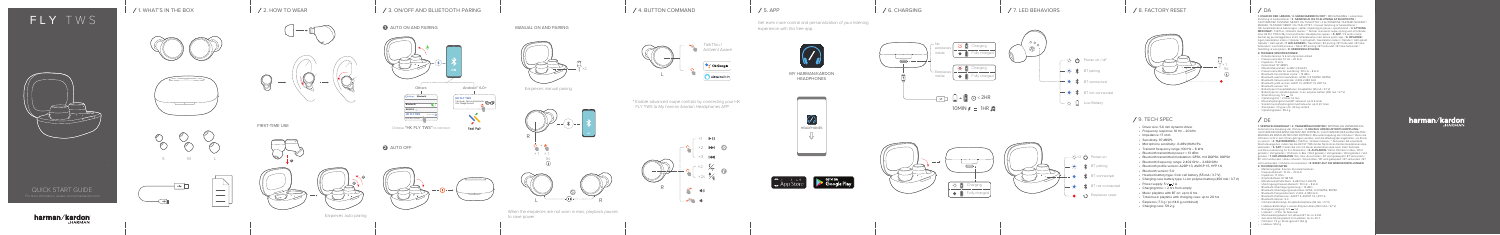# FLY TWS

QUICK START GUIDE

harman/kardon

## 1. WHAT'S IN THE BOX

S M L

FIRST TIME USE

## 2. HOW TO WEAR

Earphones auto pairing

## 3. ON/OFF AND BLUETOOTH PAIRING

1 AUTO ON AND PAIRING

Others

Android™ 6.0+

Choose "HK FLY TWS" to connect

Fast Pair

MANUAL ON AND PAIRING

Earphones manual pairing

2 AUTO OFF

When the earphones are not worn or idle, playback pauses to save power.

## 4. BUTTON COMMAND

Tap / Tap Twice

Activate/Disable

L R

## 5. APP

Get even more control and personalisation of your listening experience with the free app.

MY HARMAN/KARDON HEADPHONES

App Store

Google Play

* Enable advanced usage controls by connecting your HK FLY TWS to My harman/kardon Headphones APP.

## 6. CHARGING

10MIN = 1HR

< 2HR

## 7. LED BEHAVIORS

Power on

BT pairing

BT connected

BT not connected

Low Battery

## 8. FACTORY RESET

## 9. TECH SPEC

- Driver size: 5.6 mm dynamic driver
- Frequency response: 10 Hz – 20 kHz
- Impedance: 17 ohm
- Sensitivity: 95 dB
- Microphone sensitivity: -38 dBV/Pa@1kHz
- Transmitter frequency range: 2.4 GHz – 2.48 GHz
- Bluetooth transmitted power: <8 dBm
- Bluetooth transmitted modulation: GFSK, π/4 DQPSK, 8DPSK
- Bluetooth frequency range: 2.400 GHz – 2.4835 GHz
- Bluetooth profile version: A2DP 1.3, AVRCP 1.5, HFP 1.6
- Bluetooth version: 5.0
- Headset battery type: Li-ion rechargeable (55 mAh / 3.7 V)
- Charging case battery type: Li-ion polymer battery (400 mAh / 3.7 V)
- Power supply: 5 V = 1 A
- Charging time: < 2 hrs from empty
- Music playtime with BT on: up to 6 hrs
- Total music playtime with charging case: up to 20 hrs
- Earphones: 7.4 g (each)
- Charging case: 68.0 g

## DA

## DE

harman/kardon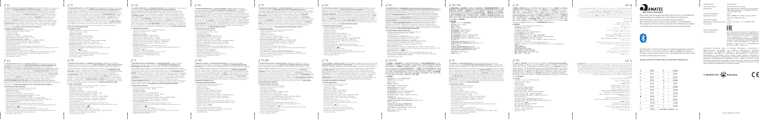ANATEL

The Bluetooth® word mark and logos are registered trademarks owned by Bluetooth SIG, Inc. and any use of such marks by HARMAN International Industries, Incorporated is under license. Other trademarks and trade names are those of their respective owners.

Google, Android and Google Play are trademarks of Google LLC.